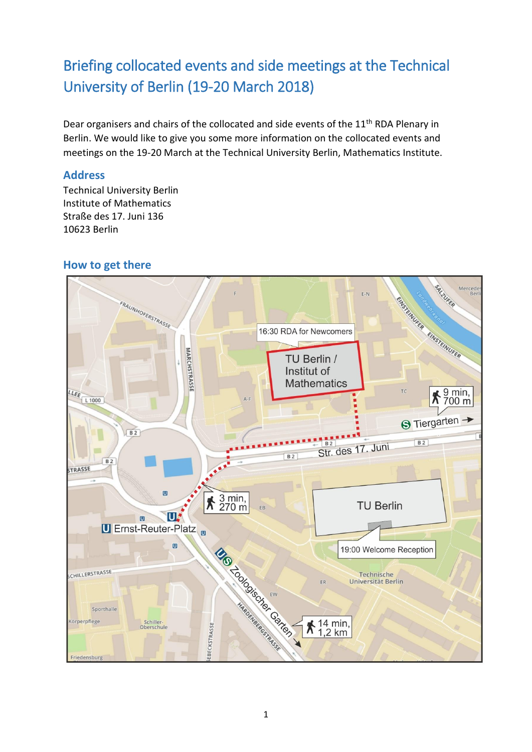# Briefing collocated events and side meetings at the Technical University of Berlin (19-20 March 2018)

Dear organisers and chairs of the collocated and side events of the 11th RDA Plenary in Berlin. We would like to give you some more information on the collocated events and meetings on the 19-20 March at the Technical University Berlin, Mathematics Institute.

## Address

Technical University Berlin
Institute of Mathematics
Straße des 17. Juni 136
10623 Berlin

## How to get there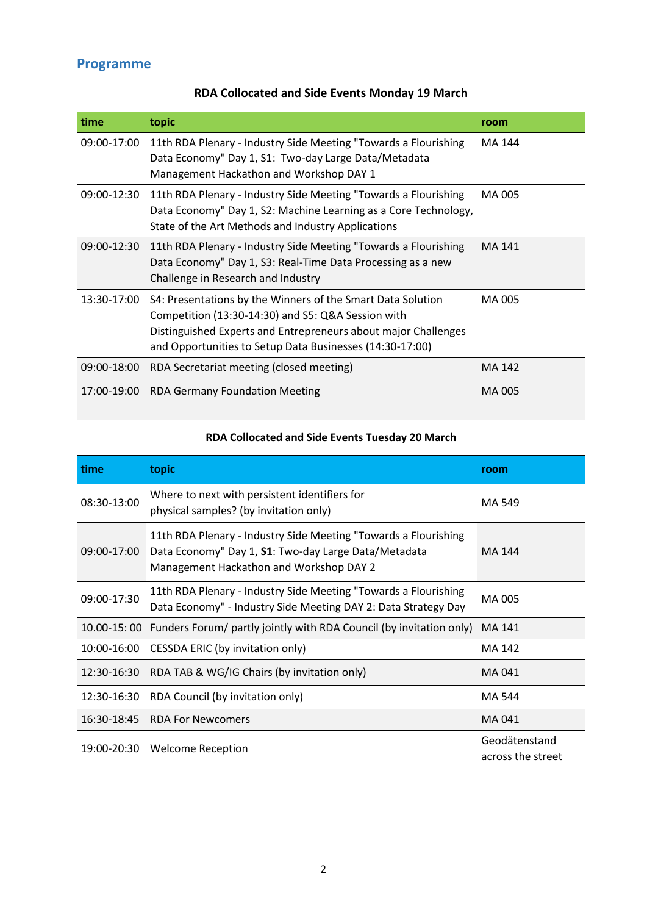## Programme

### RDA Collocated and Side Events Monday 19 March

| time | topic | room |
|---|---|---|
| 09:00-17:00 | 11th RDA Plenary - Industry Side Meeting "Towards a Flourishing Data Economy" Day 1, S1: Two-day Large Data/Metadata Management Hackathon and Workshop DAY 1 | MA 144 |
| 09:00-12:30 | 11th RDA Plenary - Industry Side Meeting "Towards a Flourishing Data Economy" Day 1, S2: Machine Learning as a Core Technology, State of the Art Methods and Industry Applications | MA 005 |
| 09:00-12:30 | 11th RDA Plenary - Industry Side Meeting "Towards a Flourishing Data Economy" Day 1, S3: Real-Time Data Processing as a new Challenge in Research and Industry | MA 141 |
| 13:30-17:00 | S4: Presentations by the Winners of the Smart Data Solution Competition (13:30-14:30) and S5: Q&A Session with Distinguished Experts and Entrepreneurs about major Challenges and Opportunities to Setup Data Businesses (14:30-17:00) | MA 005 |
| 09:00-18:00 | RDA Secretariat meeting (closed meeting) | MA 142 |
| 17:00-19:00 | RDA Germany Foundation Meeting | MA 005 |

### RDA Collocated and Side Events Tuesday 20 March

| time | topic | room |
|---|---|---|
| 08:30-13:00 | Where to next with persistent identifiers for physical samples? (by invitation only) | MA 549 |
| 09:00-17:00 | 11th RDA Plenary - Industry Side Meeting "Towards a Flourishing Data Economy" Day 1, **S1**: Two-day Large Data/Metadata Management Hackathon and Workshop DAY 2 | MA 144 |
| 09:00-17:30 | 11th RDA Plenary - Industry Side Meeting "Towards a Flourishing Data Economy" - Industry Side Meeting DAY 2: Data Strategy Day | MA 005 |
| 10.00-15: 00 | Funders Forum/ partly jointly with RDA Council (by invitation only) | MA 141 |
| 10:00-16:00 | CESSDA ERIC (by invitation only) | MA 142 |
| 12:30-16:30 | RDA TAB & WG/IG Chairs (by invitation only) | MA 041 |
| 12:30-16:30 | RDA Council (by invitation only) | MA 544 |
| 16:30-18:45 | RDA For Newcomers | MA 041 |
| 19:00-20:30 | Welcome Reception | Geodätenstand across the street |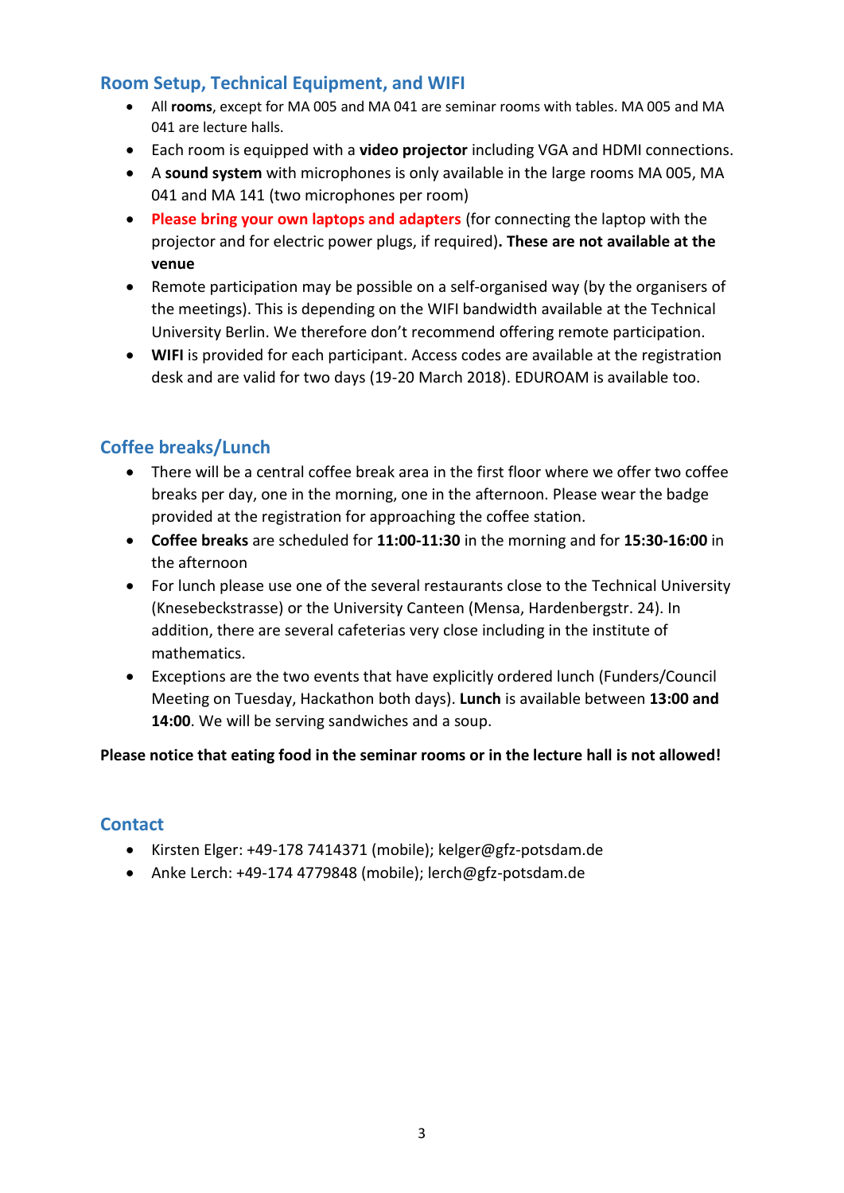## Room Setup, Technical Equipment, and WIFI

- All **rooms**, except for MA 005 and MA 041 are seminar rooms with tables. MA 005 and MA 041 are lecture halls.
- Each room is equipped with a **video projector** including VGA and HDMI connections.
- A **sound system** with microphones is only available in the large rooms MA 005, MA 041 and MA 141 (two microphones per room)
- **Please bring your own laptops and adapters** (for connecting the laptop with the projector and for electric power plugs, if required)**. These are not available at the venue**
- Remote participation may be possible on a self-organised way (by the organisers of the meetings). This is depending on the WIFI bandwidth available at the Technical University Berlin. We therefore don't recommend offering remote participation.
- **WIFI** is provided for each participant. Access codes are available at the registration desk and are valid for two days (19-20 March 2018). EDUROAM is available too.

## Coffee breaks/Lunch

- There will be a central coffee break area in the first floor where we offer two coffee breaks per day, one in the morning, one in the afternoon. Please wear the badge provided at the registration for approaching the coffee station.
- **Coffee breaks** are scheduled for **11:00-11:30** in the morning and for **15:30-16:00** in the afternoon
- For lunch please use one of the several restaurants close to the Technical University (Knesebeckstrasse) or the University Canteen (Mensa, Hardenbergstr. 24). In addition, there are several cafeterias very close including in the institute of mathematics.
- Exceptions are the two events that have explicitly ordered lunch (Funders/Council Meeting on Tuesday, Hackathon both days). **Lunch** is available between **13:00 and 14:00**. We will be serving sandwiches and a soup.

**Please notice that eating food in the seminar rooms or in the lecture hall is not allowed!**

## Contact

- Kirsten Elger: +49-178 7414371 (mobile); kelger@gfz-potsdam.de
- Anke Lerch: +49-174 4779848 (mobile); lerch@gfz-potsdam.de